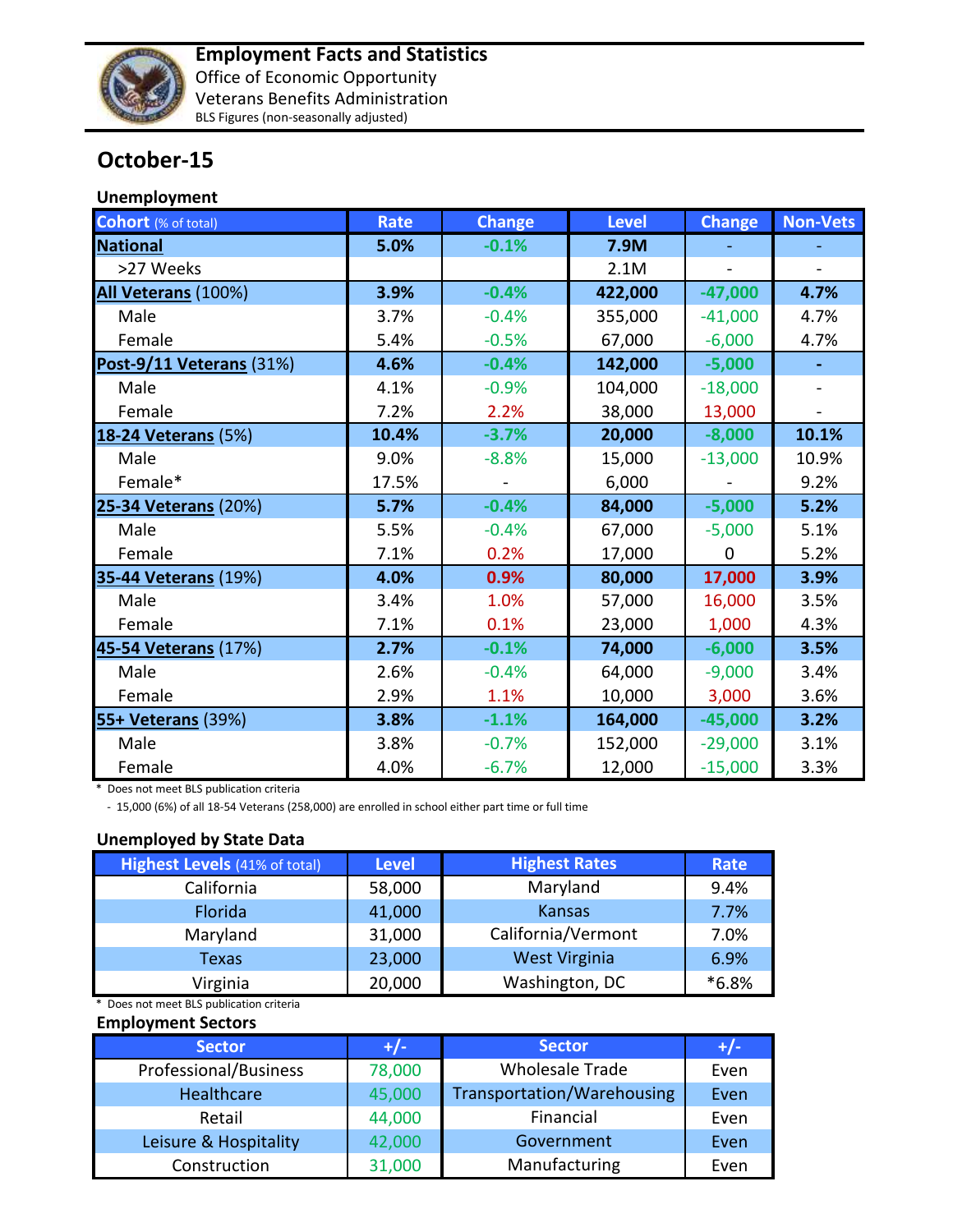# Employment Facts and Statistics

Office of Economic Opportunity
Veterans Benefits Administration
BLS Figures (non-seasonally adjusted)

## October-15

### Unemployment

| Cohort (% of total) | Rate | Change | Level | Change | Non-Vets |
|---|---|---|---|---|---|
| **National** | **5.0%** | **-0.1%** | **7.9M** | **-** | **-** |
| >27 Weeks | | | 2.1M | - | - |
| **All Veterans** (100%) | **3.9%** | **-0.4%** | **422,000** | **-47,000** | **4.7%** |
| Male | 3.7% | -0.4% | 355,000 | -41,000 | 4.7% |
| Female | 5.4% | -0.5% | 67,000 | -6,000 | 4.7% |
| **Post-9/11 Veterans** (31%) | **4.6%** | **-0.4%** | **142,000** | **-5,000** | **-** |
| Male | 4.1% | -0.9% | 104,000 | -18,000 | - |
| Female | 7.2% | 2.2% | 38,000 | 13,000 | - |
| **18-24 Veterans** (5%) | **10.4%** | **-3.7%** | **20,000** | **-8,000** | **10.1%** |
| Male | 9.0% | -8.8% | 15,000 | -13,000 | 10.9% |
| Female* | 17.5% | - | 6,000 | - | 9.2% |
| **25-34 Veterans** (20%) | **5.7%** | **-0.4%** | **84,000** | **-5,000** | **5.2%** |
| Male | 5.5% | -0.4% | 67,000 | -5,000 | 5.1% |
| Female | 7.1% | 0.2% | 17,000 | 0 | 5.2% |
| **35-44 Veterans** (19%) | **4.0%** | **0.9%** | **80,000** | **17,000** | **3.9%** |
| Male | 3.4% | 1.0% | 57,000 | 16,000 | 3.5% |
| Female | 7.1% | 0.1% | 23,000 | 1,000 | 4.3% |
| **45-54 Veterans** (17%) | **2.7%** | **-0.1%** | **74,000** | **-6,000** | **3.5%** |
| Male | 2.6% | -0.4% | 64,000 | -9,000 | 3.4% |
| Female | 2.9% | 1.1% | 10,000 | 3,000 | 3.6% |
| **55+ Veterans** (39%) | **3.8%** | **-1.1%** | **164,000** | **-45,000** | **3.2%** |
| Male | 3.8% | -0.7% | 152,000 | -29,000 | 3.1% |
| Female | 4.0% | -6.7% | 12,000 | -15,000 | 3.3% |

\* Does not meet BLS publication criteria

- 15,000 (6%) of all 18-54 Veterans (258,000) are enrolled in school either part time or full time

### Unemployed by State Data

| Highest Levels (41% of total) | Level | Highest Rates | Rate |
|---|---|---|---|
| California | 58,000 | Maryland | 9.4% |
| Florida | 41,000 | Kansas | 7.7% |
| Maryland | 31,000 | California/Vermont | 7.0% |
| Texas | 23,000 | West Virginia | 6.9% |
| Virginia | 20,000 | Washington, DC | *6.8% |

\* Does not meet BLS publication criteria

### Employment Sectors

| Sector | +/- | Sector | +/- |
|---|---|---|---|
| Professional/Business | 78,000 | Wholesale Trade | Even |
| Healthcare | 45,000 | Transportation/Warehousing | Even |
| Retail | 44,000 | Financial | Even |
| Leisure & Hospitality | 42,000 | Government | Even |
| Construction | 31,000 | Manufacturing | Even |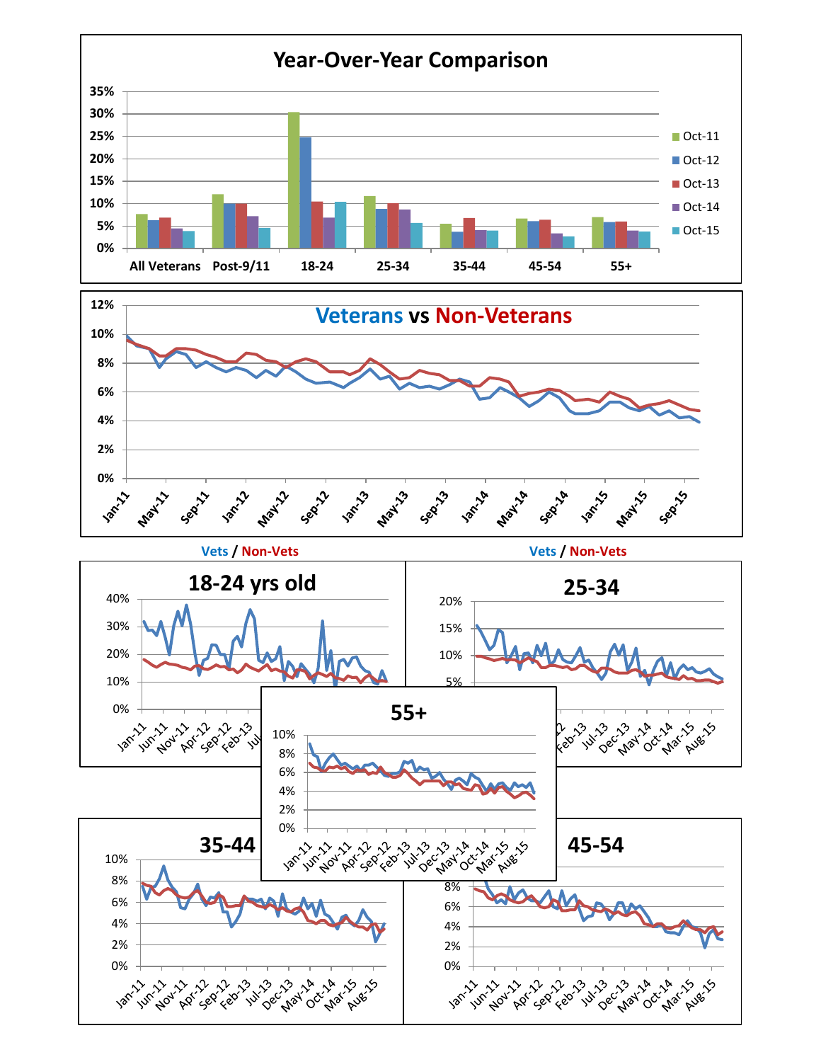**Year-Over-Year Comparison**

35%
30%
25%
20%
15%
10%
5%
0%

All Veterans | Post-9/11 | 18-24 | 25-34 | 35-44 | 45-54 | 55+

Oct-11
Oct-12
Oct-13
Oct-14
Oct-15

**Veterans vs Non-Veterans**

12%
10%
8%
6%
4%
2%
0%

Jan-11 | May-11 | Sep-11 | Jan-12 | May-12 | Sep-12 | Jan-13 | May-13 | Sep-13 | Jan-14 | May-14 | Sep-14 | Jan-15 | May-15 | Sep-15

**Vets / Non-Vets**

**18-24 yrs old**

40%
30%
20%
10%
0%

Jan-11 | Jun-11 | Nov-11 | Apr-12 | Sep-12 | Feb-13 | Jul

**Vets / Non-Vets**

**25-34**

20%
15%
10%
5%

Feb-13 | Jul-13 | Dec-13 | May-14 | Oct-14 | Mar-15 | Aug-15

**55+**

10%
8%
6%
4%
2%
0%

Jan-11 | Jun-11 | Nov-11 | Apr-12 | Sep-12 | Feb-13 | Jul-13 | Dec-13 | May-14 | Oct-14 | Mar-15 | Aug-15

**35-44**

10%
8%
6%
4%
2%
0%

Jan-11 | Jun-11 | Nov-11 | Apr-12 | Sep-12 | Feb-13 | Jul-13 | Dec-13 | May-14 | Oct-14 | Mar-15 | Aug-15

**45-54**

8%
6%
4%
2%
0%

Jan-11 | Jun-11 | Nov-11 | Apr-12 | Sep-12 | Feb-13 | Jul-13 | Dec-13 | May-14 | Oct-14 | Mar-15 | Aug-15